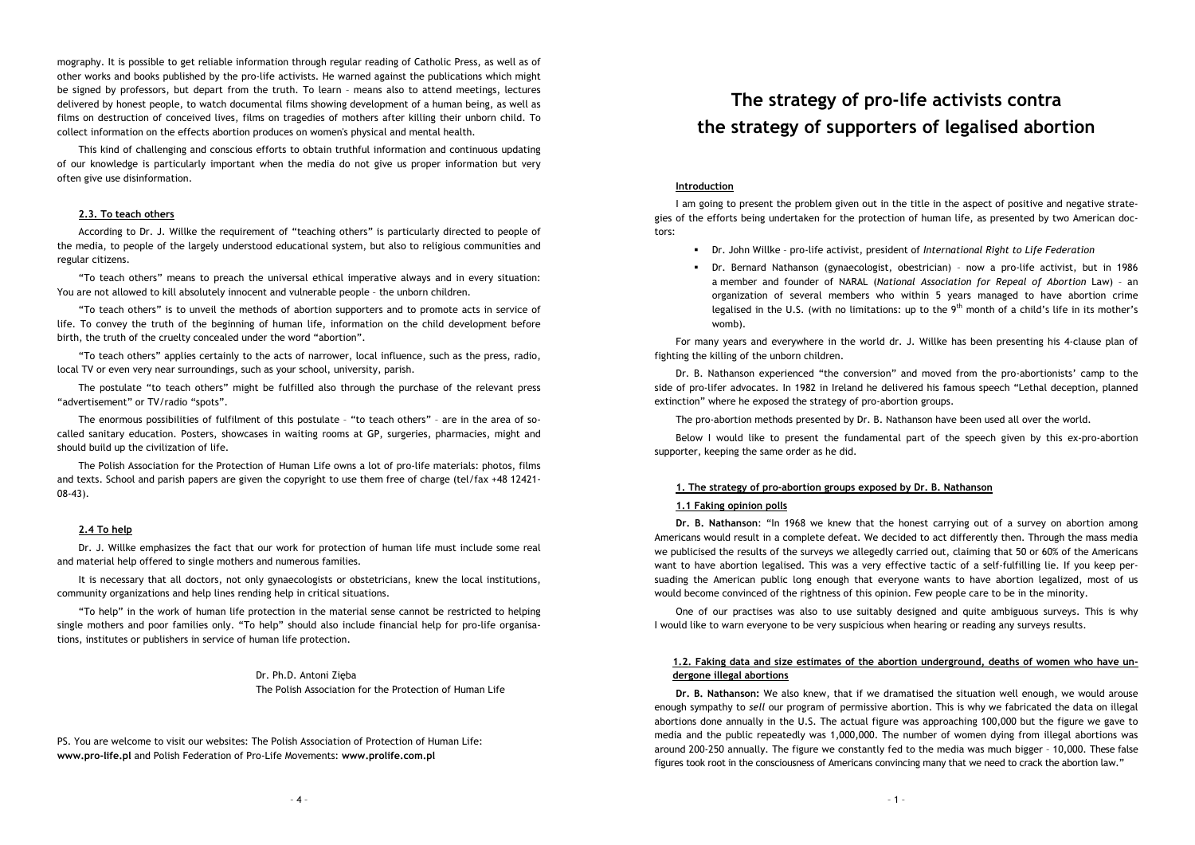mography. It is possible to get reliable information through regular reading of Catholic Press, as well as of other works and books published by the pro-life activists. He warned against the publications which might be signed by professors, but depart from the truth. To learn – means also to attend meetings, lectures delivered by honest people, to watch documental films showing development of a human being, as well as films on destruction of conceived lives, films on tragedies of mothers after killing their unborn child. To collect information on the effects abortion produces on women's physical and mental health.

This kind of challenging and conscious efforts to obtain truthful information and continuous updating of our knowledge is particularly important when the media do not give us proper information but very often give use disinformation.

#### 2.3. To teach others

According to Dr. J. Willke the requirement of "teaching others" is particularly directed to people of the media, to people of the largely understood educational system, but also to religious communities and regular citizens.

"To teach others" means to preach the universal ethical imperative always and in every situation: You are not allowed to kill absolutely innocent and vulnerable people – the unborn children.

"To teach others" is to unveil the methods of abortion supporters and to promote acts in service of life. To convey the truth of the beginning of human life, information on the child development before birth, the truth of the cruelty concealed under the word "abortion".

"To teach others" applies certainly to the acts of narrower, local influence, such as the press, radio, local TV or even very near surroundings, such as your school, university, parish.

The postulate "to teach others" might be fulfilled also through the purchase of the relevant press "advertisement" or TV/radio "spots".

The enormous possibilities of fulfilment of this postulate – "to teach others" – are in the area of so-called sanitary education. Posters, showcases in waiting rooms at GP, surgeries, pharmacies, might and should build up the civilization of life.

The Polish Association for the Protection of Human Life owns a lot of pro-life materials: photos, films and texts. School and parish papers are given the copyright to use them free of charge (tel/fax +48 12421-08-43).

#### 2.4 To help

Dr. J. Willke emphasizes the fact that our work for protection of human life must include some real and material help offered to single mothers and numerous families.

It is necessary that all doctors, not only gynaecologists or obstetricians, knew the local institutions, community organizations and help lines rending help in critical situations.

"To help" in the work of human life protection in the material sense cannot be restricted to helping single mothers and poor families only. "To help" should also include financial help for pro-life organisations, institutes or publishers in service of human life protection.

Dr. Ph.D. Antoni Zięba
The Polish Association for the Protection of Human Life

PS. You are welcome to visit our websites: The Polish Association of Protection of Human Life: **www.pro-life.pl** and Polish Federation of Pro-Life Movements: **www.prolife.com.pl**

# The strategy of pro-life activists contra the strategy of supporters of legalised abortion

#### Introduction

I am going to present the problem given out in the title in the aspect of positive and negative strategies of the efforts being undertaken for the protection of human life, as presented by two American doctors:

- Dr. John Willke – pro-life activist, president of *International Right to Life Federation*
- Dr. Bernard Nathanson (gynaecologist, obestrician) – now a pro-life activist, but in 1986 a member and founder of NARAL (*National Association for Repeal of Abortion* Law) – an organization of several members who within 5 years managed to have abortion crime legalised in the U.S. (with no limitations: up to the 9th month of a child's life in its mother's womb).

For many years and everywhere in the world dr. J. Willke has been presenting his 4-clause plan of fighting the killing of the unborn children.

Dr. B. Nathanson experienced "the conversion" and moved from the pro-abortionists' camp to the side of pro-lifer advocates. In 1982 in Ireland he delivered his famous speech "Lethal deception, planned extinction" where he exposed the strategy of pro-abortion groups.

The pro-abortion methods presented by Dr. B. Nathanson have been used all over the world.

Below I would like to present the fundamental part of the speech given by this ex-pro-abortion supporter, keeping the same order as he did.

#### 1. The strategy of pro-abortion groups exposed by Dr. B. Nathanson

#### 1.1 Faking opinion polls

**Dr. B. Nathanson**: "In 1968 we knew that the honest carrying out of a survey on abortion among Americans would result in a complete defeat. We decided to act differently then. Through the mass media we publicised the results of the surveys we allegedly carried out, claiming that 50 or 60% of the Americans want to have abortion legalised. This was a very effective tactic of a self-fulfilling lie. If you keep persuading the American public long enough that everyone wants to have abortion legalized, most of us would become convinced of the rightness of this opinion. Few people care to be in the minority.

One of our practises was also to use suitably designed and quite ambiguous surveys. This is why I would like to warn everyone to be very suspicious when hearing or reading any surveys results.

#### 1.2. Faking data and size estimates of the abortion underground, deaths of women who have undergone illegal abortions

**Dr. B. Nathanson:** We also knew, that if we dramatised the situation well enough, we would arouse enough sympathy to *sell* our program of permissive abortion. This is why we fabricated the data on illegal abortions done annually in the U.S. The actual figure was approaching 100,000 but the figure we gave to media and the public repeatedly was 1,000,000. The number of women dying from illegal abortions was around 200-250 annually. The figure we constantly fed to the media was much bigger – 10,000. These false figures took root in the consciousness of Americans convincing many that we need to crack the abortion law."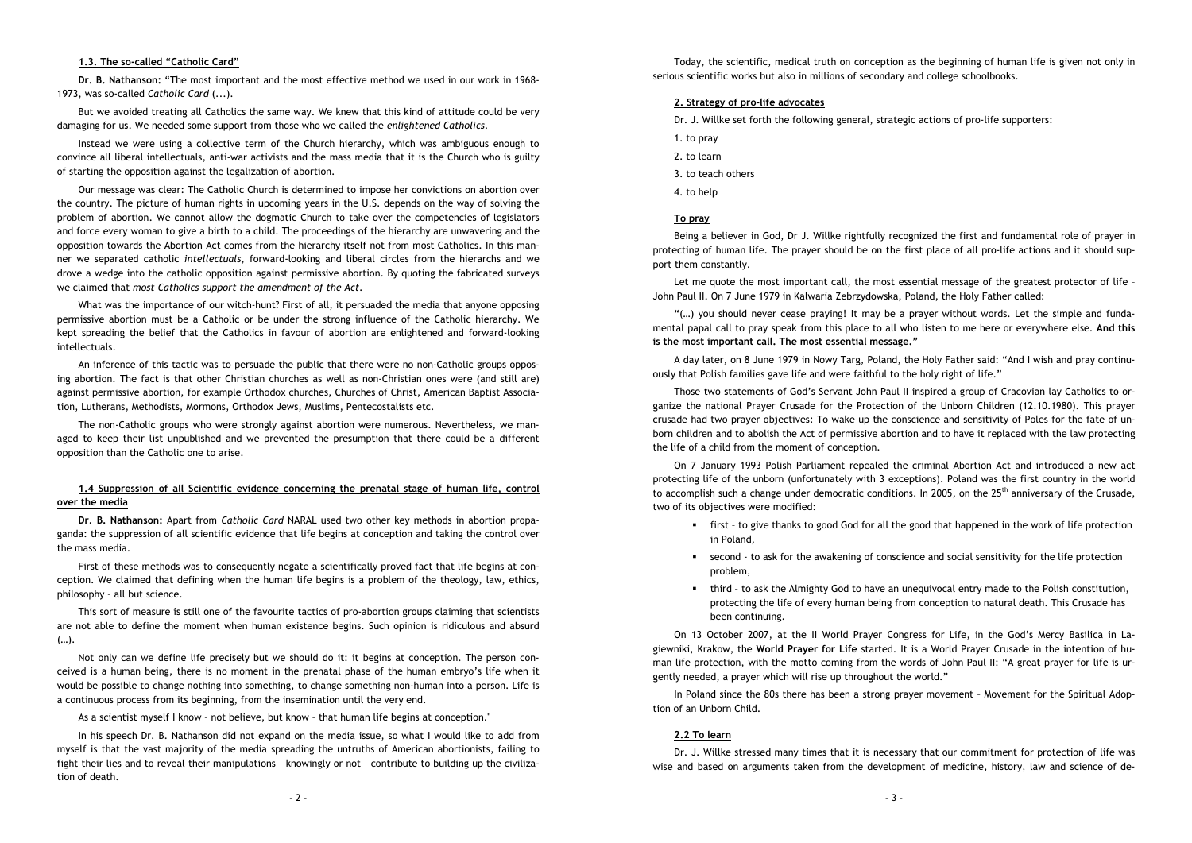### 1.3. The so-called "Catholic Card"

**Dr. B. Nathanson:** "The most important and the most effective method we used in our work in 1968-1973, was so-called *Catholic Card* (...).

But we avoided treating all Catholics the same way. We knew that this kind of attitude could be very damaging for us. We needed some support from those who we called the *enlightened Catholics*.

Instead we were using a collective term of the Church hierarchy, which was ambiguous enough to convince all liberal intellectuals, anti-war activists and the mass media that it is the Church who is guilty of starting the opposition against the legalization of abortion.

Our message was clear: The Catholic Church is determined to impose her convictions on abortion over the country. The picture of human rights in upcoming years in the U.S. depends on the way of solving the problem of abortion. We cannot allow the dogmatic Church to take over the competencies of legislators and force every woman to give a birth to a child. The proceedings of the hierarchy are unwavering and the opposition towards the Abortion Act comes from the hierarchy itself not from most Catholics. In this manner we separated catholic *intellectuals*, forward-looking and liberal circles from the hierarchs and we drove a wedge into the catholic opposition against permissive abortion. By quoting the fabricated surveys we claimed that *most Catholics support the amendment of the Act*.

What was the importance of our witch-hunt? First of all, it persuaded the media that anyone opposing permissive abortion must be a Catholic or be under the strong influence of the Catholic hierarchy. We kept spreading the belief that the Catholics in favour of abortion are enlightened and forward-looking intellectuals.

An inference of this tactic was to persuade the public that there were no non-Catholic groups opposing abortion. The fact is that other Christian churches as well as non-Christian ones were (and still are) against permissive abortion, for example Orthodox churches, Churches of Christ, American Baptist Association, Lutherans, Methodists, Mormons, Orthodox Jews, Muslims, Pentecostalists etc.

The non-Catholic groups who were strongly against abortion were numerous. Nevertheless, we managed to keep their list unpublished and we prevented the presumption that there could be a different opposition than the Catholic one to arise.

### 1.4 Suppression of all Scientific evidence concerning the prenatal stage of human life, control over the media

**Dr. B. Nathanson:** Apart from *Catholic Card* NARAL used two other key methods in abortion propaganda: the suppression of all scientific evidence that life begins at conception and taking the control over the mass media.

First of these methods was to consequently negate a scientifically proved fact that life begins at conception. We claimed that defining when the human life begins is a problem of the theology, law, ethics, philosophy – all but science.

This sort of measure is still one of the favourite tactics of pro-abortion groups claiming that scientists are not able to define the moment when human existence begins. Such opinion is ridiculous and absurd (…).

Not only can we define life precisely but we should do it: it begins at conception. The person conceived is a human being, there is no moment in the prenatal phase of the human embryo's life when it would be possible to change nothing into something, to change something non-human into a person. Life is a continuous process from its beginning, from the insemination until the very end.

As a scientist myself I know – not believe, but know – that human life begins at conception."

In his speech Dr. B. Nathanson did not expand on the media issue, so what I would like to add from myself is that the vast majority of the media spreading the untruths of American abortionists, failing to fight their lies and to reveal their manipulations – knowingly or not – contribute to building up the civilization of death.

Today, the scientific, medical truth on conception as the beginning of human life is given not only in serious scientific works but also in millions of secondary and college schoolbooks.

### 2. Strategy of pro-life advocates

Dr. J. Willke set forth the following general, strategic actions of pro-life supporters:

1. to pray
2. to learn
3. to teach others
4. to help

### To pray

Being a believer in God, Dr J. Willke rightfully recognized the first and fundamental role of prayer in protecting of human life. The prayer should be on the first place of all pro-life actions and it should support them constantly.

Let me quote the most important call, the most essential message of the greatest protector of life – John Paul II. On 7 June 1979 in Kalwaria Zebrzydowska, Poland, the Holy Father called:

"(…) you should never cease praying! It may be a prayer without words. Let the simple and fundamental papal call to pray speak from this place to all who listen to me here or everywhere else. **And this is the most important call. The most essential message."**

A day later, on 8 June 1979 in Nowy Targ, Poland, the Holy Father said: "And I wish and pray continuously that Polish families gave life and were faithful to the holy right of life."

Those two statements of God's Servant John Paul II inspired a group of Cracovian lay Catholics to organize the national Prayer Crusade for the Protection of the Unborn Children (12.10.1980). This prayer crusade had two prayer objectives: To wake up the conscience and sensitivity of Poles for the fate of unborn children and to abolish the Act of permissive abortion and to have it replaced with the law protecting the life of a child from the moment of conception.

On 7 January 1993 Polish Parliament repealed the criminal Abortion Act and introduced a new act protecting life of the unborn (unfortunately with 3 exceptions). Poland was the first country in the world to accomplish such a change under democratic conditions. In 2005, on the 25th anniversary of the Crusade, two of its objectives were modified:

- first – to give thanks to good God for all the good that happened in the work of life protection in Poland,
- second - to ask for the awakening of conscience and social sensitivity for the life protection problem,
- third – to ask the Almighty God to have an unequivocal entry made to the Polish constitution, protecting the life of every human being from conception to natural death. This Crusade has been continuing.

On 13 October 2007, at the II World Prayer Congress for Life, in the God's Mercy Basilica in Lagiewniki, Krakow, the **World Prayer for Life** started. It is a World Prayer Crusade in the intention of human life protection, with the motto coming from the words of John Paul II: "A great prayer for life is urgently needed, a prayer which will rise up throughout the world."

In Poland since the 80s there has been a strong prayer movement – Movement for the Spiritual Adoption of an Unborn Child.

### 2.2 To learn

Dr. J. Willke stressed many times that it is necessary that our commitment for protection of life was wise and based on arguments taken from the development of medicine, history, law and science of de-